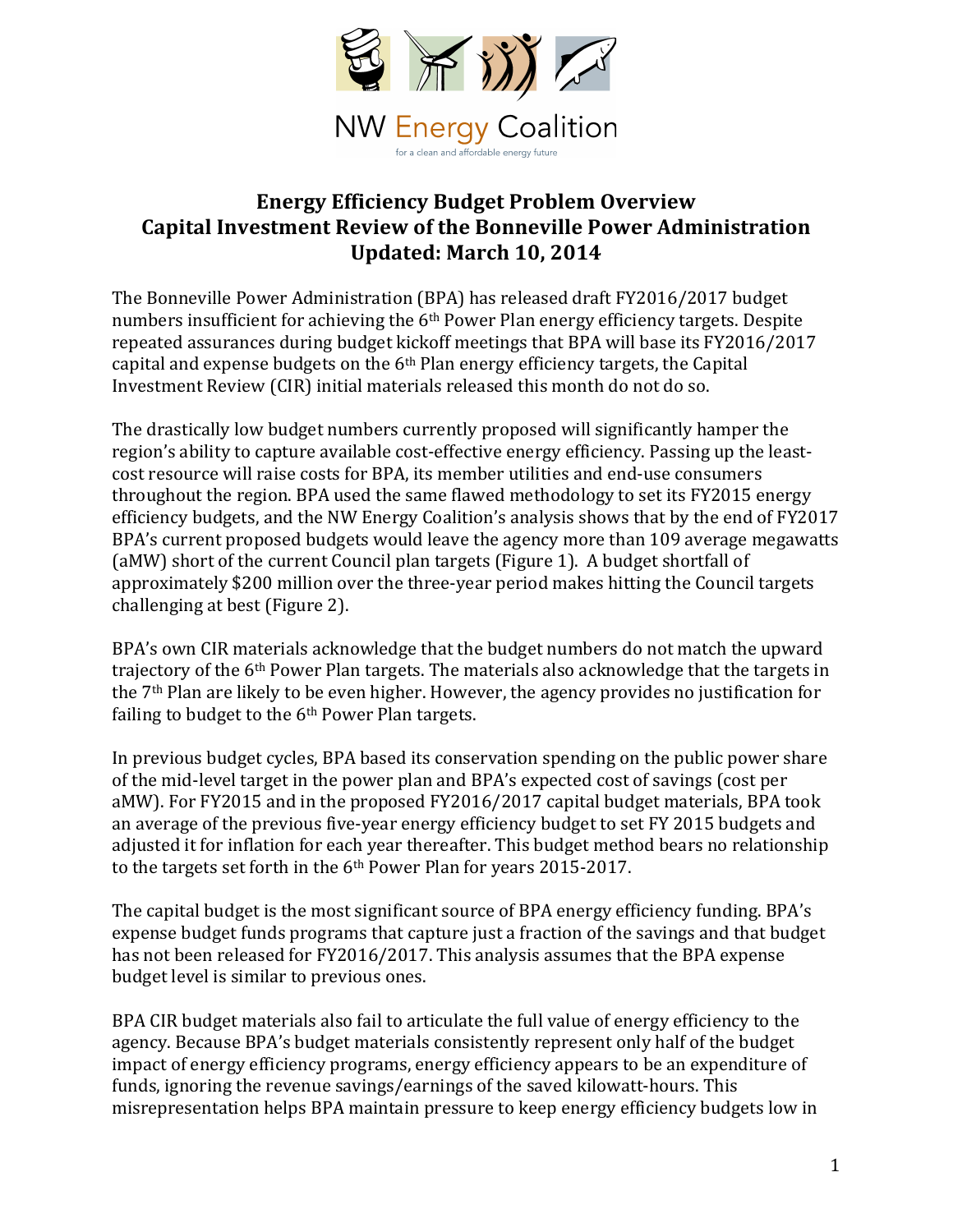NW Energy Coalition

for a clean and affordable energy future

# Energy Efficiency Budget Problem Overview
# Capital Investment Review of the Bonneville Power Administration
# Updated: March 10, 2014

The Bonneville Power Administration (BPA) has released draft FY2016/2017 budget numbers insufficient for achieving the 6th Power Plan energy efficiency targets. Despite repeated assurances during budget kickoff meetings that BPA will base its FY2016/2017 capital and expense budgets on the 6th Plan energy efficiency targets, the Capital Investment Review (CIR) initial materials released this month do not do so.

The drastically low budget numbers currently proposed will significantly hamper the region's ability to capture available cost-effective energy efficiency. Passing up the least-cost resource will raise costs for BPA, its member utilities and end-use consumers throughout the region. BPA used the same flawed methodology to set its FY2015 energy efficiency budgets, and the NW Energy Coalition's analysis shows that by the end of FY2017 BPA's current proposed budgets would leave the agency more than 109 average megawatts (aMW) short of the current Council plan targets (Figure 1). A budget shortfall of approximately $200 million over the three-year period makes hitting the Council targets challenging at best (Figure 2).

BPA's own CIR materials acknowledge that the budget numbers do not match the upward trajectory of the 6th Power Plan targets. The materials also acknowledge that the targets in the 7th Plan are likely to be even higher. However, the agency provides no justification for failing to budget to the 6th Power Plan targets.

In previous budget cycles, BPA based its conservation spending on the public power share of the mid-level target in the power plan and BPA's expected cost of savings (cost per aMW). For FY2015 and in the proposed FY2016/2017 capital budget materials, BPA took an average of the previous five-year energy efficiency budget to set FY 2015 budgets and adjusted it for inflation for each year thereafter. This budget method bears no relationship to the targets set forth in the 6th Power Plan for years 2015-2017.

The capital budget is the most significant source of BPA energy efficiency funding. BPA's expense budget funds programs that capture just a fraction of the savings and that budget has not been released for FY2016/2017. This analysis assumes that the BPA expense budget level is similar to previous ones.

BPA CIR budget materials also fail to articulate the full value of energy efficiency to the agency. Because BPA's budget materials consistently represent only half of the budget impact of energy efficiency programs, energy efficiency appears to be an expenditure of funds, ignoring the revenue savings/earnings of the saved kilowatt-hours. This misrepresentation helps BPA maintain pressure to keep energy efficiency budgets low in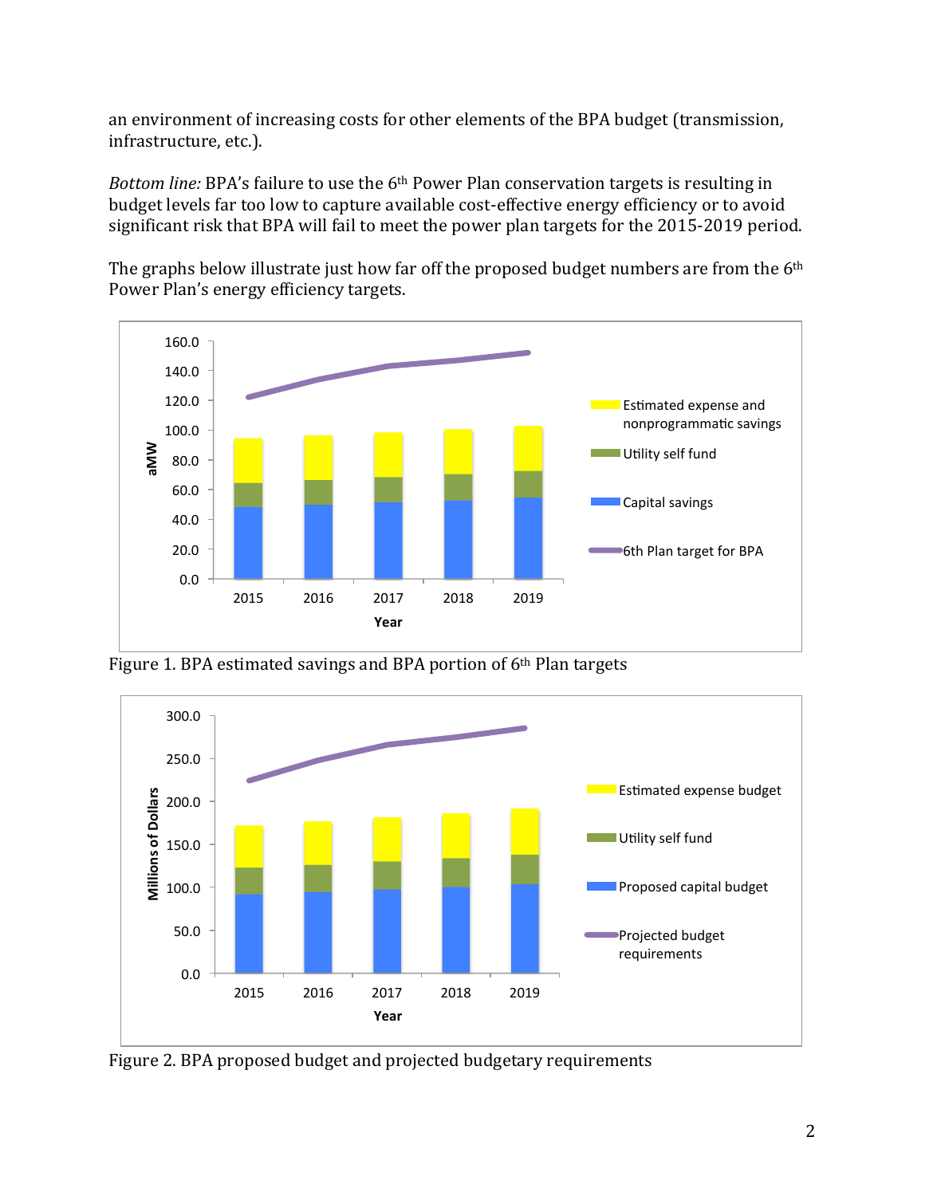an environment of increasing costs for other elements of the BPA budget (transmission, infrastructure, etc.).

*Bottom line:* BPA's failure to use the 6th Power Plan conservation targets is resulting in budget levels far too low to capture available cost-effective energy efficiency or to avoid significant risk that BPA will fail to meet the power plan targets for the 2015-2019 period.

The graphs below illustrate just how far off the proposed budget numbers are from the 6th Power Plan's energy efficiency targets.

Figure 1. BPA estimated savings and BPA portion of 6th Plan targets

Figure 2. BPA proposed budget and projected budgetary requirements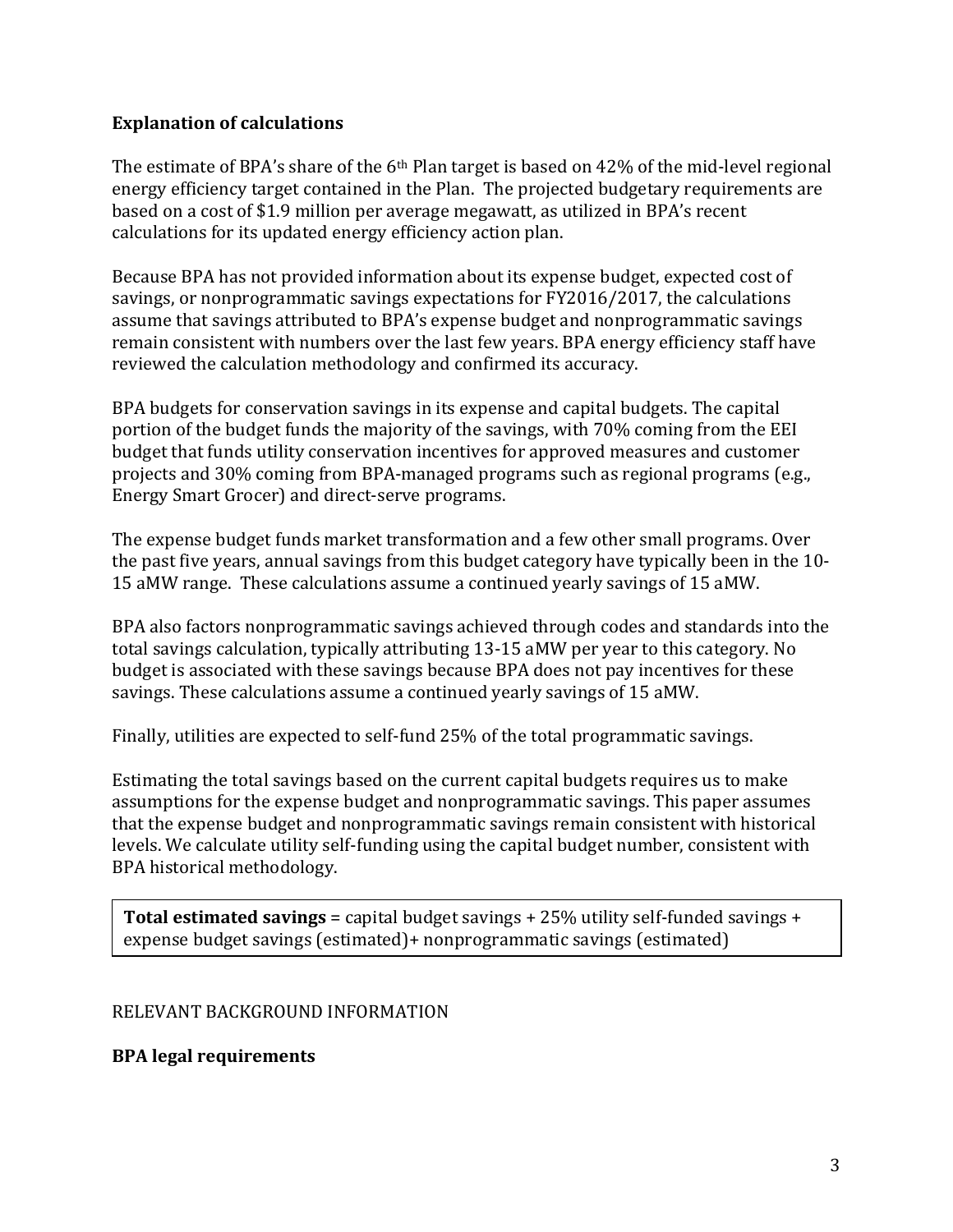**Explanation of calculations**

The estimate of BPA's share of the 6th Plan target is based on 42% of the mid-level regional energy efficiency target contained in the Plan. The projected budgetary requirements are based on a cost of $1.9 million per average megawatt, as utilized in BPA's recent calculations for its updated energy efficiency action plan.

Because BPA has not provided information about its expense budget, expected cost of savings, or nonprogrammatic savings expectations for FY2016/2017, the calculations assume that savings attributed to BPA's expense budget and nonprogrammatic savings remain consistent with numbers over the last few years. BPA energy efficiency staff have reviewed the calculation methodology and confirmed its accuracy.

BPA budgets for conservation savings in its expense and capital budgets. The capital portion of the budget funds the majority of the savings, with 70% coming from the EEI budget that funds utility conservation incentives for approved measures and customer projects and 30% coming from BPA-managed programs such as regional programs (e.g., Energy Smart Grocer) and direct-serve programs.

The expense budget funds market transformation and a few other small programs. Over the past five years, annual savings from this budget category have typically been in the 10-15 aMW range. These calculations assume a continued yearly savings of 15 aMW.

BPA also factors nonprogrammatic savings achieved through codes and standards into the total savings calculation, typically attributing 13-15 aMW per year to this category. No budget is associated with these savings because BPA does not pay incentives for these savings. These calculations assume a continued yearly savings of 15 aMW.

Finally, utilities are expected to self-fund 25% of the total programmatic savings.

Estimating the total savings based on the current capital budgets requires us to make assumptions for the expense budget and nonprogrammatic savings. This paper assumes that the expense budget and nonprogrammatic savings remain consistent with historical levels. We calculate utility self-funding using the capital budget number, consistent with BPA historical methodology.

**Total estimated savings** = capital budget savings + 25% utility self-funded savings + expense budget savings (estimated)+ nonprogrammatic savings (estimated)

RELEVANT BACKGROUND INFORMATION

**BPA legal requirements**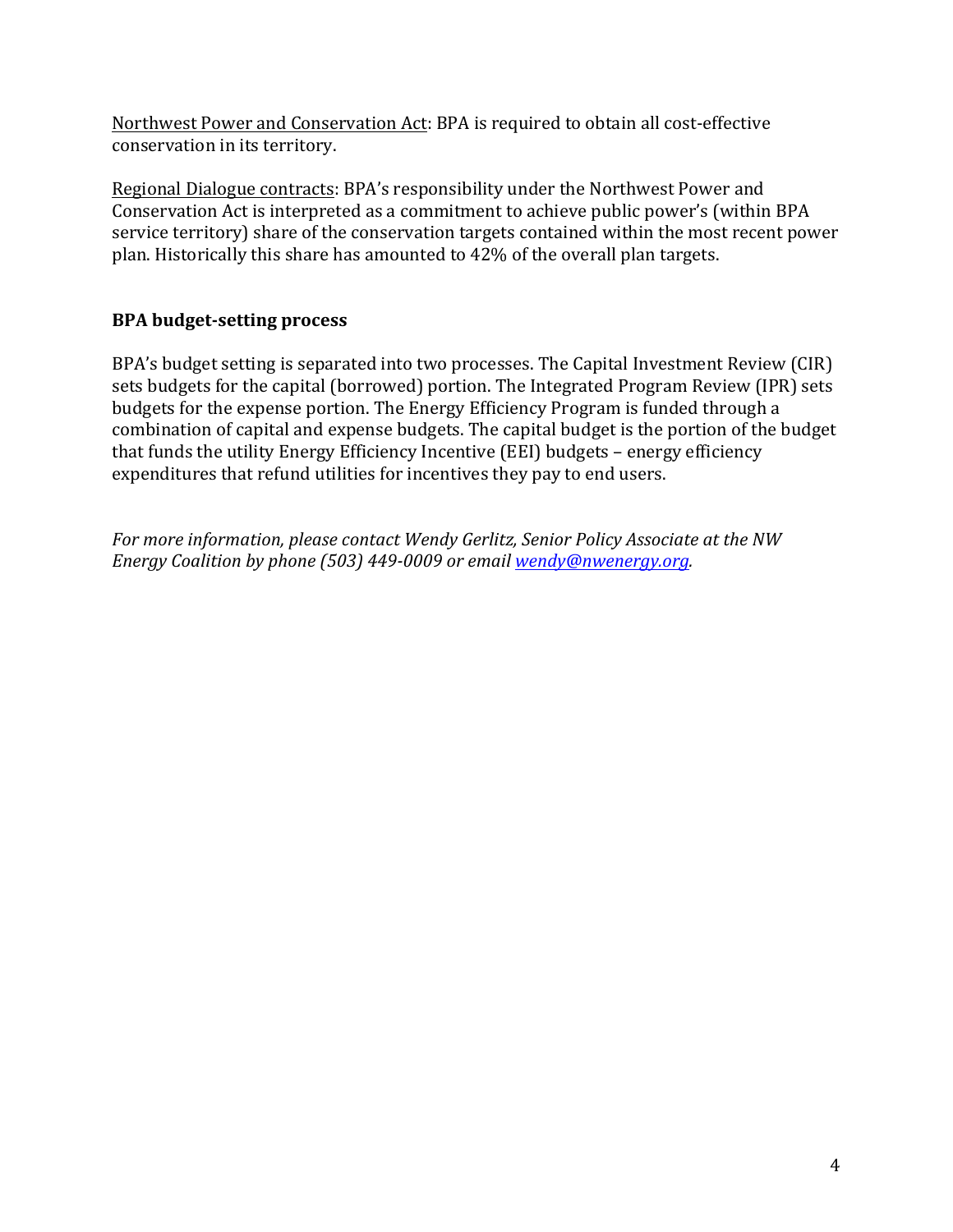Northwest Power and Conservation Act: BPA is required to obtain all cost-effective conservation in its territory.

Regional Dialogue contracts: BPA's responsibility under the Northwest Power and Conservation Act is interpreted as a commitment to achieve public power's (within BPA service territory) share of the conservation targets contained within the most recent power plan. Historically this share has amounted to 42% of the overall plan targets.

**BPA budget-setting process**

BPA's budget setting is separated into two processes. The Capital Investment Review (CIR) sets budgets for the capital (borrowed) portion. The Integrated Program Review (IPR) sets budgets for the expense portion. The Energy Efficiency Program is funded through a combination of capital and expense budgets. The capital budget is the portion of the budget that funds the utility Energy Efficiency Incentive (EEI) budgets – energy efficiency expenditures that refund utilities for incentives they pay to end users.

*For more information, please contact Wendy Gerlitz, Senior Policy Associate at the NW Energy Coalition by phone (503) 449-0009 or email wendy@nwenergy.org.*